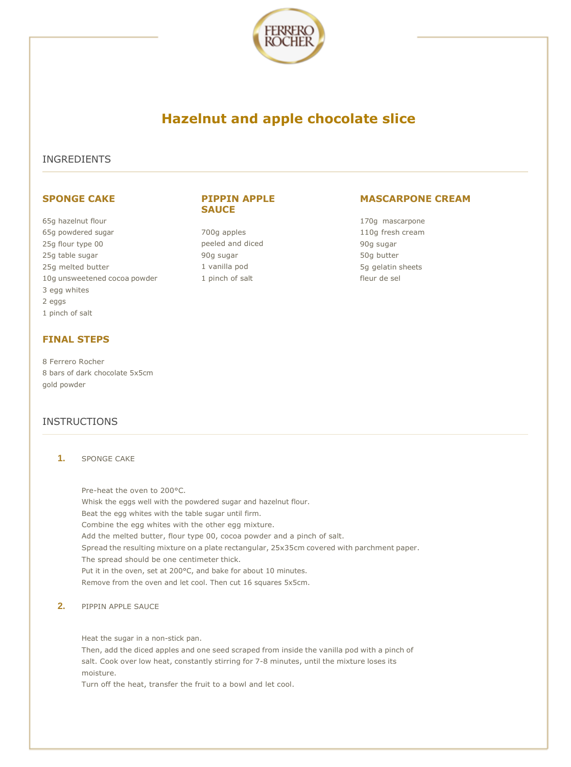# Hazelnut and apple chocolate slice

## INGREDIENTS

### SPONGE CAKE

65g hazelnut flour
65g powdered sugar
25g flour type 00
25g table sugar
25g melted butter
10g unsweetened cocoa powder
3 egg whites
2 eggs
1 pinch of salt

### PIPPIN APPLE SAUCE

700g apples
peeled and diced
90g sugar
1 vanilla pod
1 pinch of salt

### MASCARPONE CREAM

170g mascarpone
110g fresh cream
90g sugar
50g butter
5g gelatin sheets
fleur de sel

### FINAL STEPS

8 Ferrero Rocher
8 bars of dark chocolate 5x5cm
gold powder

## INSTRUCTIONS

**1.** SPONGE CAKE

Pre-heat the oven to 200°C.
Whisk the eggs well with the powdered sugar and hazelnut flour.
Beat the egg whites with the table sugar until firm.
Combine the egg whites with the other egg mixture.
Add the melted butter, flour type 00, cocoa powder and a pinch of salt.
Spread the resulting mixture on a plate rectangular, 25x35cm covered with parchment paper.
The spread should be one centimeter thick.
Put it in the oven, set at 200°C, and bake for about 10 minutes.
Remove from the oven and let cool. Then cut 16 squares 5x5cm.

**2.** PIPPIN APPLE SAUCE

Heat the sugar in a non-stick pan.
Then, add the diced apples and one seed scraped from inside the vanilla pod with a pinch of salt. Cook over low heat, constantly stirring for 7-8 minutes, until the mixture loses its moisture.
Turn off the heat, transfer the fruit to a bowl and let cool.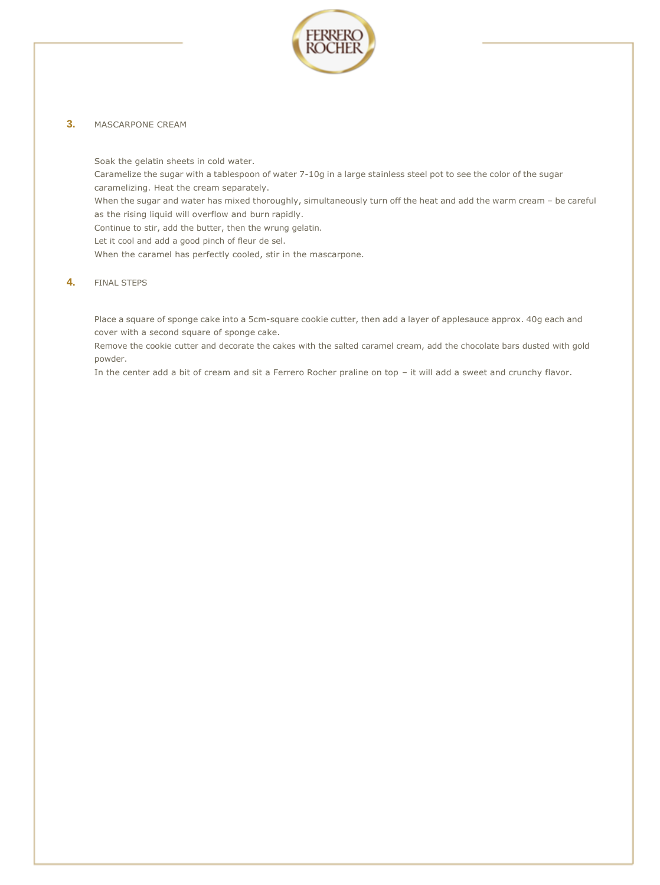## 3. MASCARPONE CREAM

Soak the gelatin sheets in cold water.
Caramelize the sugar with a tablespoon of water 7-10g in a large stainless steel pot to see the color of the sugar caramelizing. Heat the cream separately.
When the sugar and water has mixed thoroughly, simultaneously turn off the heat and add the warm cream – be careful as the rising liquid will overflow and burn rapidly.
Continue to stir, add the butter, then the wrung gelatin.
Let it cool and add a good pinch of fleur de sel.
When the caramel has perfectly cooled, stir in the mascarpone.

## 4. FINAL STEPS

Place a square of sponge cake into a 5cm-square cookie cutter, then add a layer of applesauce approx. 40g each and cover with a second square of sponge cake.
Remove the cookie cutter and decorate the cakes with the salted caramel cream, add the chocolate bars dusted with gold powder.
In the center add a bit of cream and sit a Ferrero Rocher praline on top – it will add a sweet and crunchy flavor.